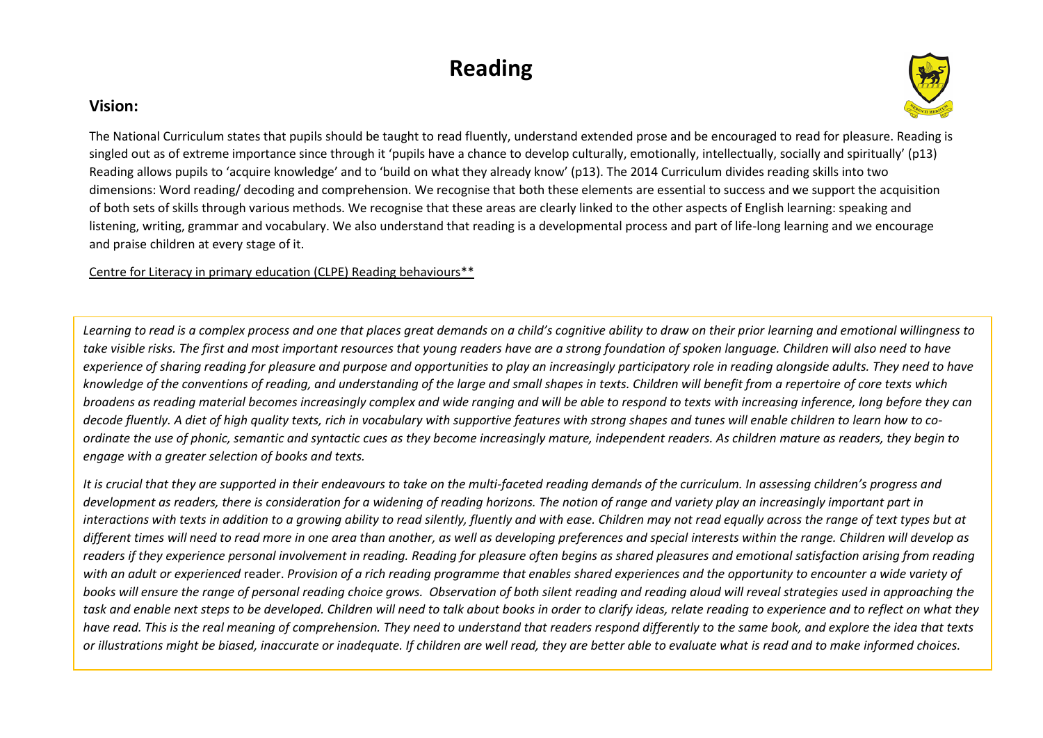# Reading

## Vision:

The National Curriculum states that pupils should be taught to read fluently, understand extended prose and be encouraged to read for pleasure. Reading is singled out as of extreme importance since through it 'pupils have a chance to develop culturally, emotionally, intellectually, socially and spiritually' (p13) Reading allows pupils to 'acquire knowledge' and to 'build on what they already know' (p13). The 2014 Curriculum divides reading skills into two dimensions: Word reading/ decoding and comprehension. We recognise that both these elements are essential to success and we support the acquisition of both sets of skills through various methods. We recognise that these areas are clearly linked to the other aspects of English learning: speaking and listening, writing, grammar and vocabulary. We also understand that reading is a developmental process and part of life-long learning and we encourage and praise children at every stage of it.

Centre for Literacy in primary education (CLPE) Reading behaviours**

*Learning to read is a complex process and one that places great demands on a child's cognitive ability to draw on their prior learning and emotional willingness to take visible risks. The first and most important resources that young readers have are a strong foundation of spoken language. Children will also need to have experience of sharing reading for pleasure and purpose and opportunities to play an increasingly participatory role in reading alongside adults. They need to have knowledge of the conventions of reading, and understanding of the large and small shapes in texts. Children will benefit from a repertoire of core texts which broadens as reading material becomes increasingly complex and wide ranging and will be able to respond to texts with increasing inference, long before they can decode fluently. A diet of high quality texts, rich in vocabulary with supportive features with strong shapes and tunes will enable children to learn how to co-ordinate the use of phonic, semantic and syntactic cues as they become increasingly mature, independent readers. As children mature as readers, they begin to engage with a greater selection of books and texts.*

*It is crucial that they are supported in their endeavours to take on the multi-faceted reading demands of the curriculum. In assessing children's progress and development as readers, there is consideration for a widening of reading horizons. The notion of range and variety play an increasingly important part in interactions with texts in addition to a growing ability to read silently, fluently and with ease. Children may not read equally across the range of text types but at different times will need to read more in one area than another, as well as developing preferences and special interests within the range. Children will develop as readers if they experience personal involvement in reading. Reading for pleasure often begins as shared pleasures and emotional satisfaction arising from reading with an adult or experienced* reader. *Provision of a rich reading programme that enables shared experiences and the opportunity to encounter a wide variety of books will ensure the range of personal reading choice grows. Observation of both silent reading and reading aloud will reveal strategies used in approaching the task and enable next steps to be developed. Children will need to talk about books in order to clarify ideas, relate reading to experience and to reflect on what they have read. This is the real meaning of comprehension. They need to understand that readers respond differently to the same book, and explore the idea that texts or illustrations might be biased, inaccurate or inadequate. If children are well read, they are better able to evaluate what is read and to make informed choices.*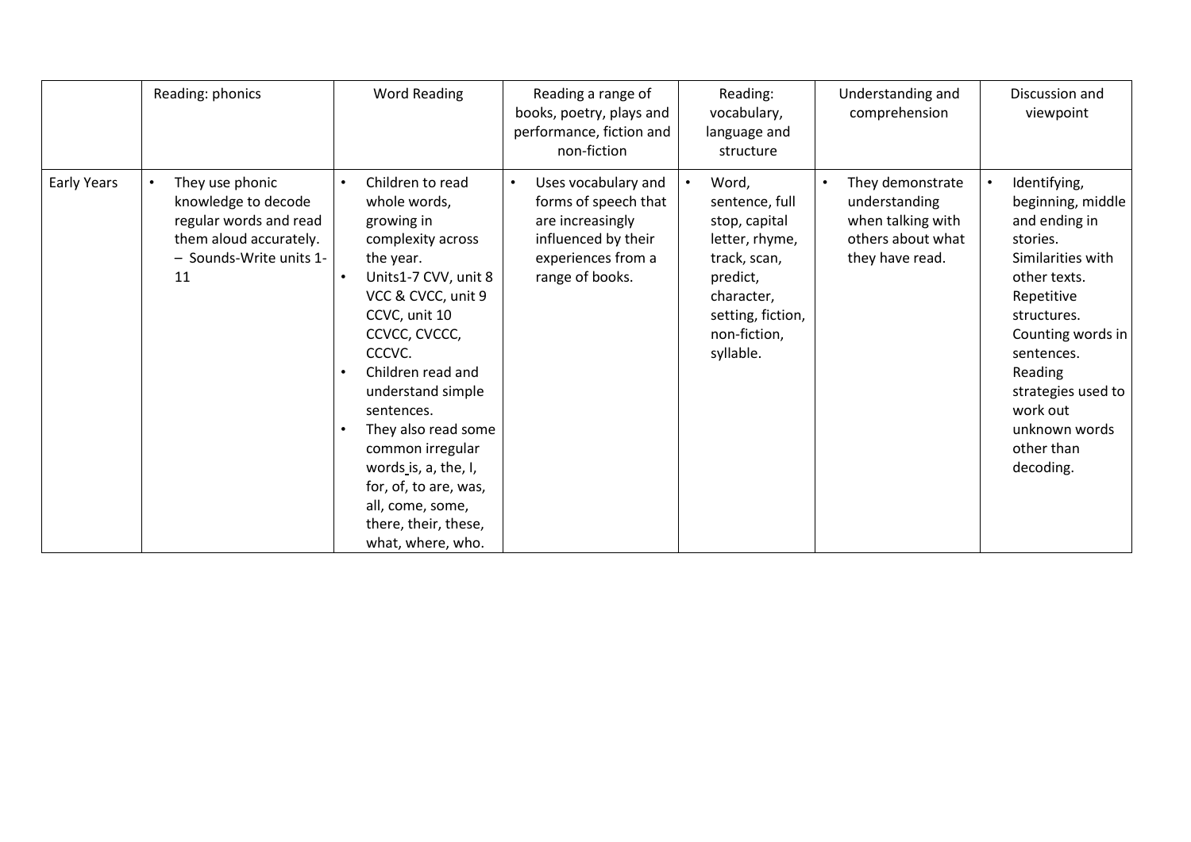| | Reading: phonics | Word Reading | Reading a range of books, poetry, plays and performance, fiction and non-fiction | Reading: vocabulary, language and structure | Understanding and comprehension | Discussion and viewpoint |
|---|---|---|---|---|---|---|
| Early Years | • They use phonic knowledge to decode regular words and read them aloud accurately. – Sounds-Write units 1-11 | • Children to read whole words, growing in complexity across the year. • Units1-7 CVV, unit 8 VCC & CVCC, unit 9 CCVC, unit 10 CCVCC, CVCCC, CCCVC. • Children read and understand simple sentences. • They also read some common irregular words is, a, the, I, for, of, to are, was, all, come, some, there, their, these, what, where, who. | • Uses vocabulary and forms of speech that are increasingly influenced by their experiences from a range of books. | • Word, sentence, full stop, capital letter, rhyme, track, scan, predict, character, setting, fiction, non-fiction, syllable. | • They demonstrate understanding when talking with others about what they have read. | • Identifying, beginning, middle and ending in stories. Similarities with other texts. Repetitive structures. Counting words in sentences. Reading strategies used to work out unknown words other than decoding. |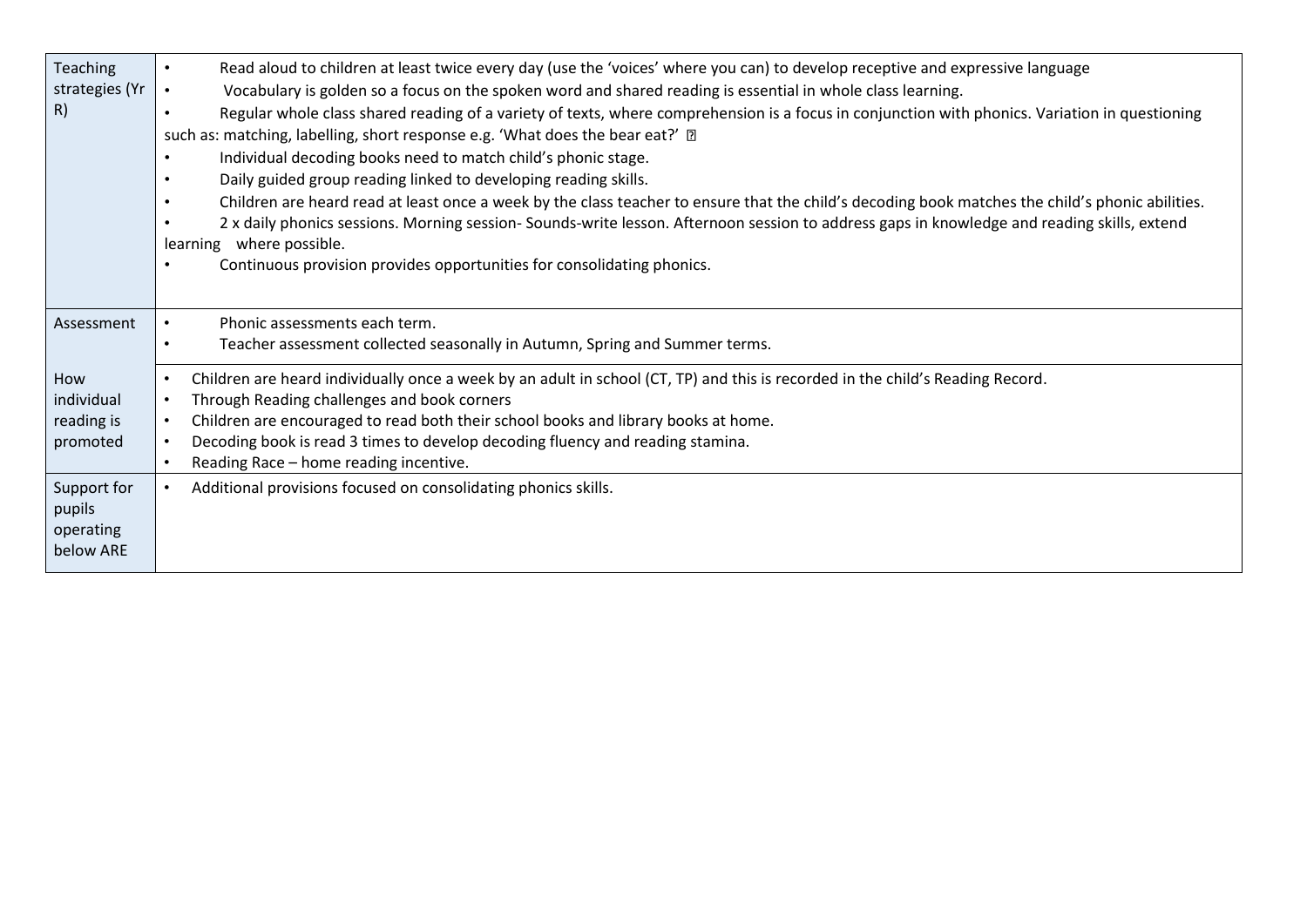| | |
|---|---|
| Teaching strategies (Yr R) | • Read aloud to children at least twice every day (use the 'voices' where you can) to develop receptive and expressive language<br>• Vocabulary is golden so a focus on the spoken word and shared reading is essential in whole class learning.<br>• Regular whole class shared reading of a variety of texts, where comprehension is a focus in conjunction with phonics. Variation in questioning such as: matching, labelling, short response e.g. 'What does the bear eat?' <br>• Individual decoding books need to match child's phonic stage.<br>• Daily guided group reading linked to developing reading skills.<br>• Children are heard read at least once a week by the class teacher to ensure that the child's decoding book matches the child's phonic abilities.<br>• 2 x daily phonics sessions. Morning session- Sounds-write lesson. Afternoon session to address gaps in knowledge and reading skills, extend learning where possible.<br>• Continuous provision provides opportunities for consolidating phonics. |
| Assessment | • Phonic assessments each term.<br>• Teacher assessment collected seasonally in Autumn, Spring and Summer terms. |
| How individual reading is promoted | • Children are heard individually once a week by an adult in school (CT, TP) and this is recorded in the child's Reading Record.<br>• Through Reading challenges and book corners<br>• Children are encouraged to read both their school books and library books at home.<br>• Decoding book is read 3 times to develop decoding fluency and reading stamina.<br>• Reading Race – home reading incentive. |
| Support for pupils operating below ARE | • Additional provisions focused on consolidating phonics skills. |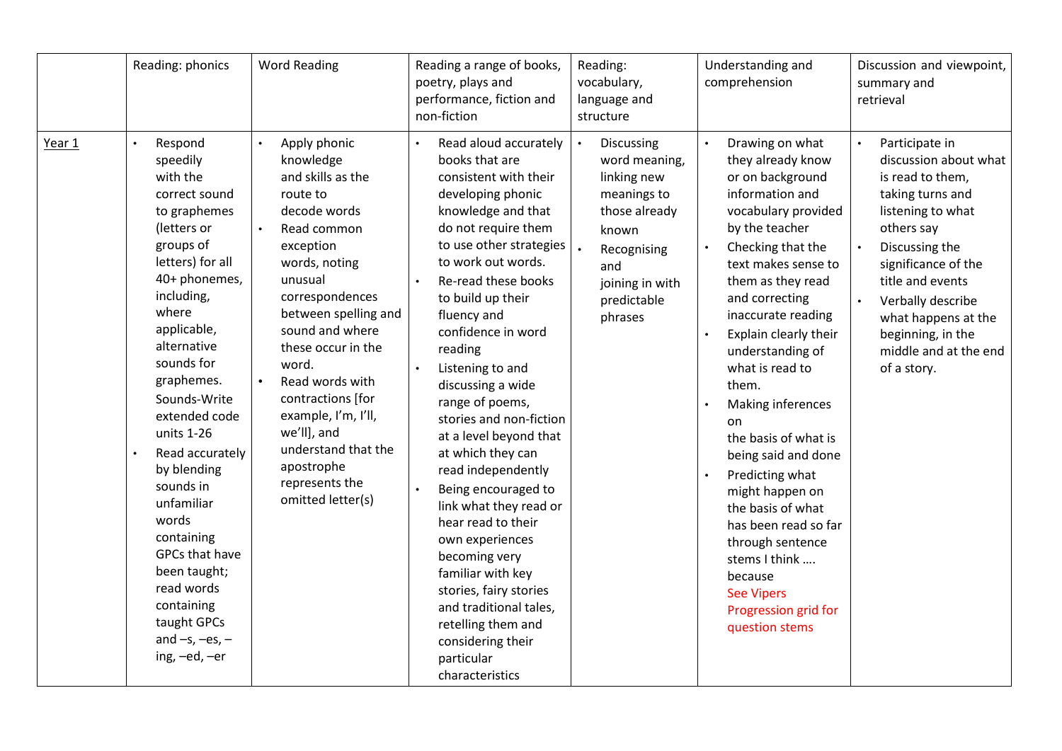| | Reading: phonics | Word Reading | Reading a range of books, poetry, plays and performance, fiction and non-fiction | Reading: vocabulary, language and structure | Understanding and comprehension | Discussion and viewpoint, summary and retrieval |
|---|---|---|---|---|---|---|
| Year 1 | • Respond speedily with the correct sound to graphemes (letters or groups of letters) for all 40+ phonemes, including, where applicable, alternative sounds for graphemes. Sounds-Write extended code units 1-26<br>• Read accurately by blending sounds in unfamiliar words containing GPCs that have been taught; read words containing taught GPCs and –s, –es, –ing, –ed, –er | • Apply phonic knowledge and skills as the route to decode words<br>• Read common exception words, noting unusual correspondences between spelling and sound and where these occur in the word.<br>• Read words with contractions [for example, I'm, I'll, we'll], and understand that the apostrophe represents the omitted letter(s) | • Read aloud accurately books that are consistent with their developing phonic knowledge and that do not require them to use other strategies to work out words.<br>• Re-read these books to build up their fluency and confidence in word reading<br>• Listening to and discussing a wide range of poems, stories and non-fiction at a level beyond that at which they can read independently<br>• Being encouraged to link what they read or hear read to their own experiences becoming very familiar with key stories, fairy stories and traditional tales, retelling them and considering their particular characteristics | • Discussing word meaning, linking new meanings to those already known<br>• Recognising and joining in with predictable phrases | • Drawing on what they already know or on background information and vocabulary provided by the teacher<br>• Checking that the text makes sense to them as they read and correcting inaccurate reading<br>• Explain clearly their understanding of what is read to them.<br>• Making inferences on the basis of what is being said and done<br>• Predicting what might happen on the basis of what has been read so far through sentence stems I think …. because<br>See Vipers Progression grid for question stems | • Participate in discussion about what is read to them, taking turns and listening to what others say<br>• Discussing the significance of the title and events<br>• Verbally describe what happens at the beginning, in the middle and at the end of a story. |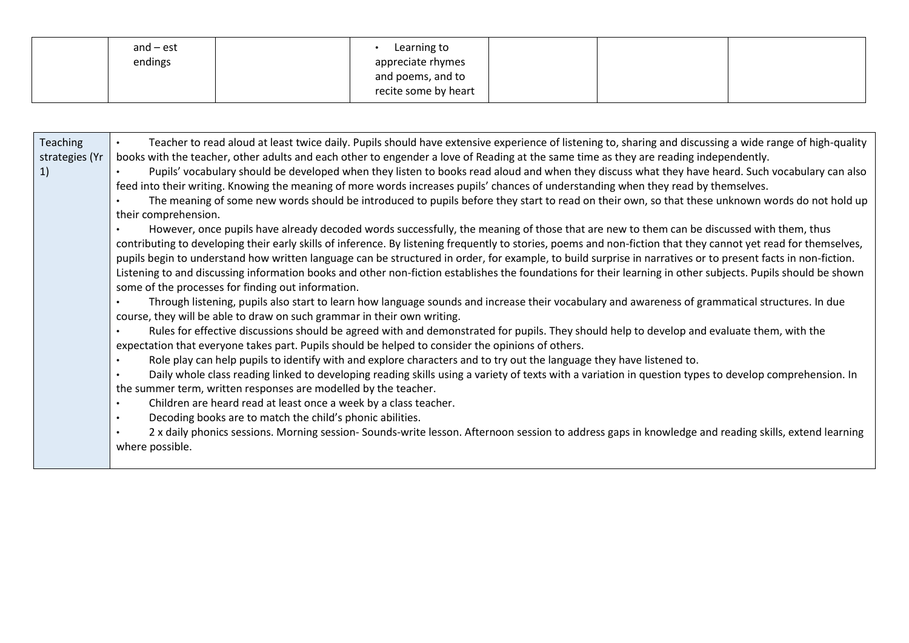|  |  |  |  |  |  |  |
|---|---|---|---|---|---|---|
|  | and – est endings |  | • Learning to appreciate rhymes and poems, and to recite some by heart |  |  |  |

| Teaching strategies (Yr 1) | • Teacher to read aloud at least twice daily. Pupils should have extensive experience of listening to, sharing and discussing a wide range of high-quality books with the teacher, other adults and each other to engender a love of Reading at the same time as they are reading independently.<br>• Pupils' vocabulary should be developed when they listen to books read aloud and when they discuss what they have heard. Such vocabulary can also feed into their writing. Knowing the meaning of more words increases pupils' chances of understanding when they read by themselves.<br>• The meaning of some new words should be introduced to pupils before they start to read on their own, so that these unknown words do not hold up their comprehension.<br>• However, once pupils have already decoded words successfully, the meaning of those that are new to them can be discussed with them, thus contributing to developing their early skills of inference. By listening frequently to stories, poems and non-fiction that they cannot yet read for themselves, pupils begin to understand how written language can be structured in order, for example, to build surprise in narratives or to present facts in non-fiction. Listening to and discussing information books and other non-fiction establishes the foundations for their learning in other subjects. Pupils should be shown some of the processes for finding out information.<br>• Through listening, pupils also start to learn how language sounds and increase their vocabulary and awareness of grammatical structures. In due course, they will be able to draw on such grammar in their own writing.<br>• Rules for effective discussions should be agreed with and demonstrated for pupils. They should help to develop and evaluate them, with the expectation that everyone takes part. Pupils should be helped to consider the opinions of others.<br>• Role play can help pupils to identify with and explore characters and to try out the language they have listened to.<br>• Daily whole class reading linked to developing reading skills using a variety of texts with a variation in question types to develop comprehension. In the summer term, written responses are modelled by the teacher.<br>• Children are heard read at least once a week by a class teacher.<br>• Decoding books are to match the child's phonic abilities.<br>• 2 x daily phonics sessions. Morning session- Sounds-write lesson. Afternoon session to address gaps in knowledge and reading skills, extend learning where possible. |
|---|---|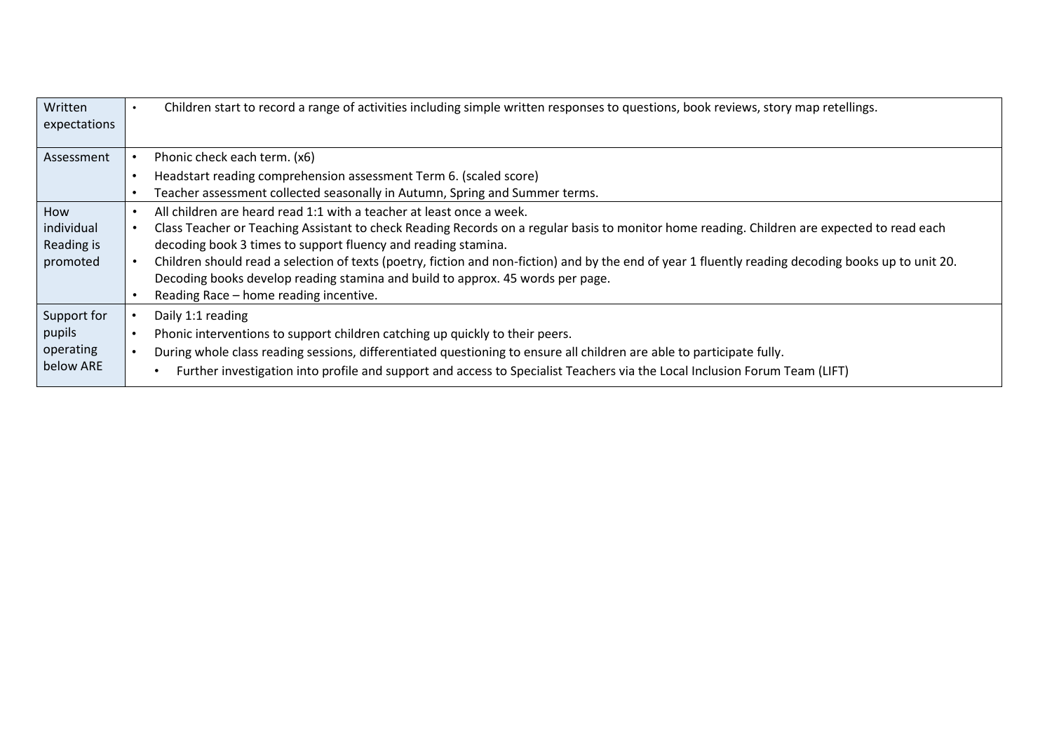| | |
|---|---|
| Written expectations | • Children start to record a range of activities including simple written responses to questions, book reviews, story map retellings. |
| Assessment | • Phonic check each term. (x6)<br>• Headstart reading comprehension assessment Term 6. (scaled score)<br>• Teacher assessment collected seasonally in Autumn, Spring and Summer terms. |
| How individual Reading is promoted | • All children are heard read 1:1 with a teacher at least once a week.<br>• Class Teacher or Teaching Assistant to check Reading Records on a regular basis to monitor home reading. Children are expected to read each decoding book 3 times to support fluency and reading stamina.<br>• Children should read a selection of texts (poetry, fiction and non-fiction) and by the end of year 1 fluently reading decoding books up to unit 20. Decoding books develop reading stamina and build to approx. 45 words per page.<br>• Reading Race – home reading incentive. |
| Support for pupils operating below ARE | • Daily 1:1 reading<br>• Phonic interventions to support children catching up quickly to their peers.<br>• During whole class reading sessions, differentiated questioning to ensure all children are able to participate fully.<br>• Further investigation into profile and support and access to Specialist Teachers via the Local Inclusion Forum Team (LIFT) |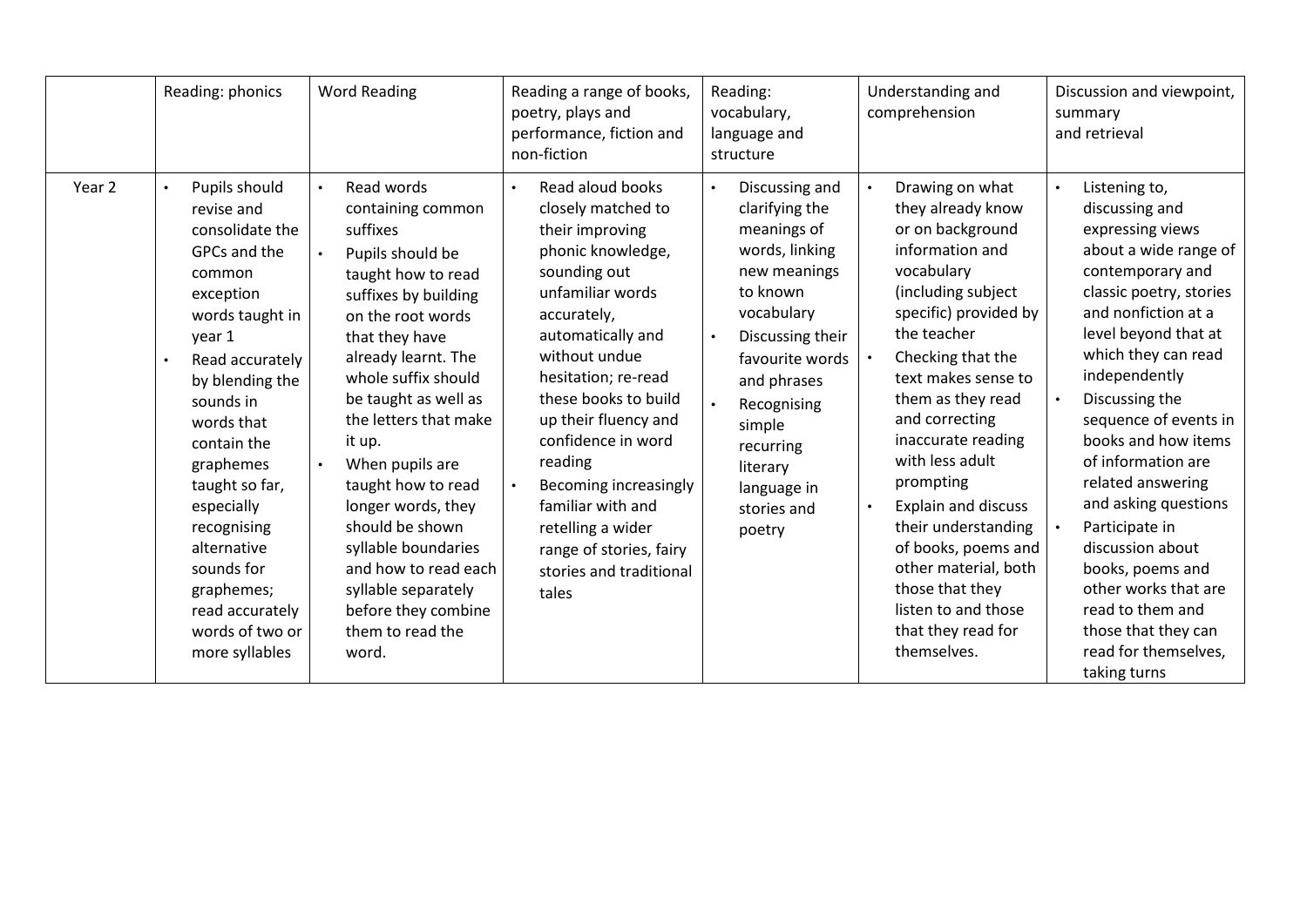| | Reading: phonics | Word Reading | Reading a range of books, poetry, plays and performance, fiction and non-fiction | Reading: vocabulary, language and structure | Understanding and comprehension | Discussion and viewpoint, summary and retrieval |
|---|---|---|---|---|---|---|
| Year 2 | • Pupils should revise and consolidate the GPCs and the common exception words taught in year 1<br>• Read accurately by blending the sounds in words that contain the graphemes taught so far, especially recognising alternative sounds for graphemes; read accurately words of two or more syllables | • Read words containing common suffixes<br>• Pupils should be taught how to read suffixes by building on the root words that they have already learnt. The whole suffix should be taught as well as the letters that make it up.<br>• When pupils are taught how to read longer words, they should be shown syllable boundaries and how to read each syllable separately before they combine them to read the word. | • Read aloud books closely matched to their improving phonic knowledge, sounding out unfamiliar words accurately, automatically and without undue hesitation; re-read these books to build up their fluency and confidence in word reading<br>• Becoming increasingly familiar with and retelling a wider range of stories, fairy stories and traditional tales | • Discussing and clarifying the meanings of words, linking new meanings to known vocabulary<br>• Discussing their favourite words and phrases<br>• Recognising simple recurring literary language in stories and poetry | • Drawing on what they already know or on background information and vocabulary (including subject specific) provided by the teacher<br>• Checking that the text makes sense to them as they read and correcting inaccurate reading with less adult prompting<br>• Explain and discuss their understanding of books, poems and other material, both those that they listen to and those that they read for themselves. | • Listening to, discussing and expressing views about a wide range of contemporary and classic poetry, stories and nonfiction at a level beyond that at which they can read independently<br>• Discussing the sequence of events in books and how items of information are related answering and asking questions<br>• Participate in discussion about books, poems and other works that are read to them and those that they can read for themselves, taking turns |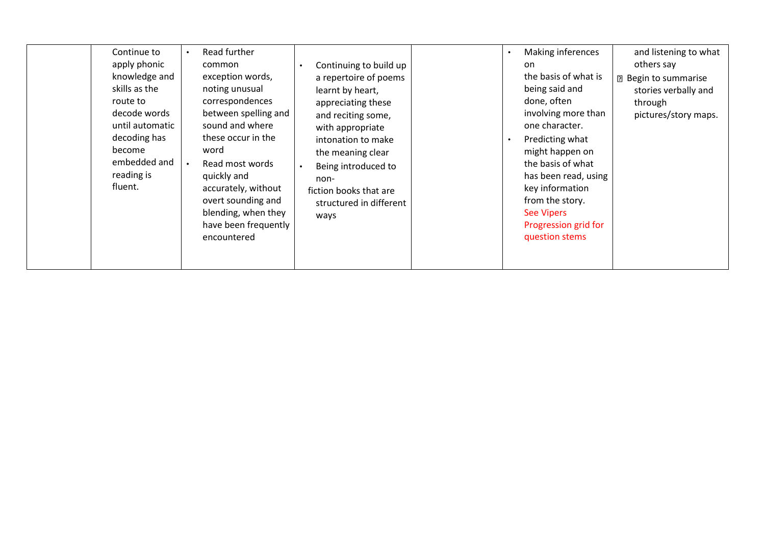|  |  |  |  |  |  |  |
|---|---|---|---|---|---|---|
|  | Continue to apply phonic knowledge and skills as the route to decode words until automatic decoding has become embedded and reading is fluent. | • Read further common exception words, noting unusual correspondences between spelling and sound and where these occur in the word<br>• Read most words quickly and accurately, without overt sounding and blending, when they have been frequently encountered | • Continuing to build up a repertoire of poems learnt by heart, appreciating these and reciting some, with appropriate intonation to make the meaning clear<br>• Being introduced to non-fiction books that are structured in different ways |  | • Making inferences on the basis of what is being said and done, often involving more than one character.<br>• Predicting what might happen on the basis of what has been read, using key information from the story.<br>See Vipers Progression grid for question stems | and listening to what others say<br>• Begin to summarise stories verbally and through pictures/story maps. |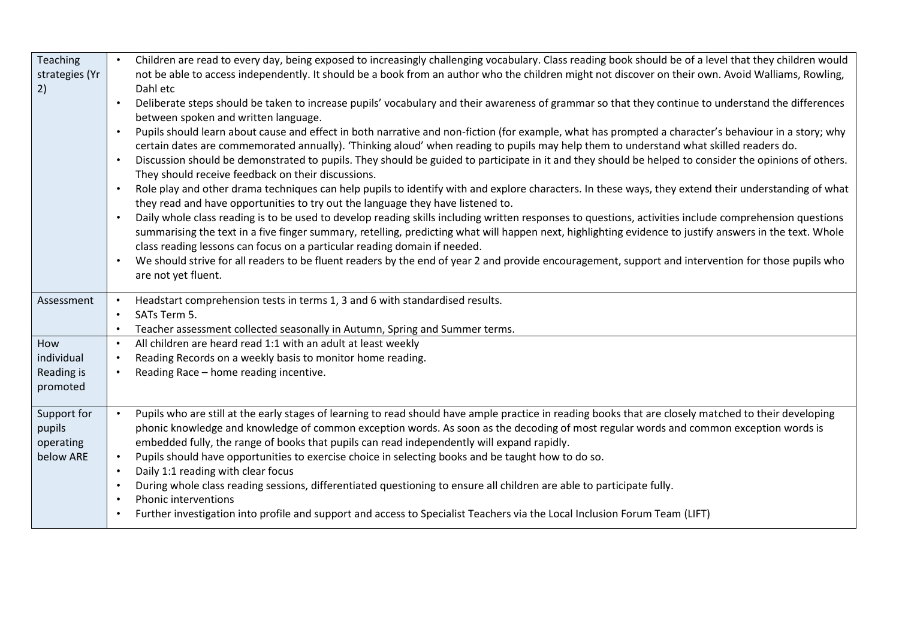| | |
|---|---|
| Teaching strategies (Yr 2) | • Children are read to every day, being exposed to increasingly challenging vocabulary. Class reading book should be of a level that they children would not be able to access independently. It should be a book from an author who the children might not discover on their own. Avoid Walliams, Rowling, Dahl etc<br>• Deliberate steps should be taken to increase pupils' vocabulary and their awareness of grammar so that they continue to understand the differences between spoken and written language.<br>• Pupils should learn about cause and effect in both narrative and non-fiction (for example, what has prompted a character's behaviour in a story; why certain dates are commemorated annually). 'Thinking aloud' when reading to pupils may help them to understand what skilled readers do.<br>• Discussion should be demonstrated to pupils. They should be guided to participate in it and they should be helped to consider the opinions of others. They should receive feedback on their discussions.<br>• Role play and other drama techniques can help pupils to identify with and explore characters. In these ways, they extend their understanding of what they read and have opportunities to try out the language they have listened to.<br>• Daily whole class reading is to be used to develop reading skills including written responses to questions, activities include comprehension questions summarising the text in a five finger summary, retelling, predicting what will happen next, highlighting evidence to justify answers in the text. Whole class reading lessons can focus on a particular reading domain if needed.<br>• We should strive for all readers to be fluent readers by the end of year 2 and provide encouragement, support and intervention for those pupils who are not yet fluent. |
| Assessment | • Headstart comprehension tests in terms 1, 3 and 6 with standardised results.<br>• SATs Term 5.<br>• Teacher assessment collected seasonally in Autumn, Spring and Summer terms. |
| How individual Reading is promoted | • All children are heard read 1:1 with an adult at least weekly<br>• Reading Records on a weekly basis to monitor home reading.<br>• Reading Race – home reading incentive. |
| Support for pupils operating below ARE | • Pupils who are still at the early stages of learning to read should have ample practice in reading books that are closely matched to their developing phonic knowledge and knowledge of common exception words. As soon as the decoding of most regular words and common exception words is embedded fully, the range of books that pupils can read independently will expand rapidly.<br>• Pupils should have opportunities to exercise choice in selecting books and be taught how to do so.<br>• Daily 1:1 reading with clear focus<br>• During whole class reading sessions, differentiated questioning to ensure all children are able to participate fully.<br>• Phonic interventions<br>• Further investigation into profile and support and access to Specialist Teachers via the Local Inclusion Forum Team (LIFT) |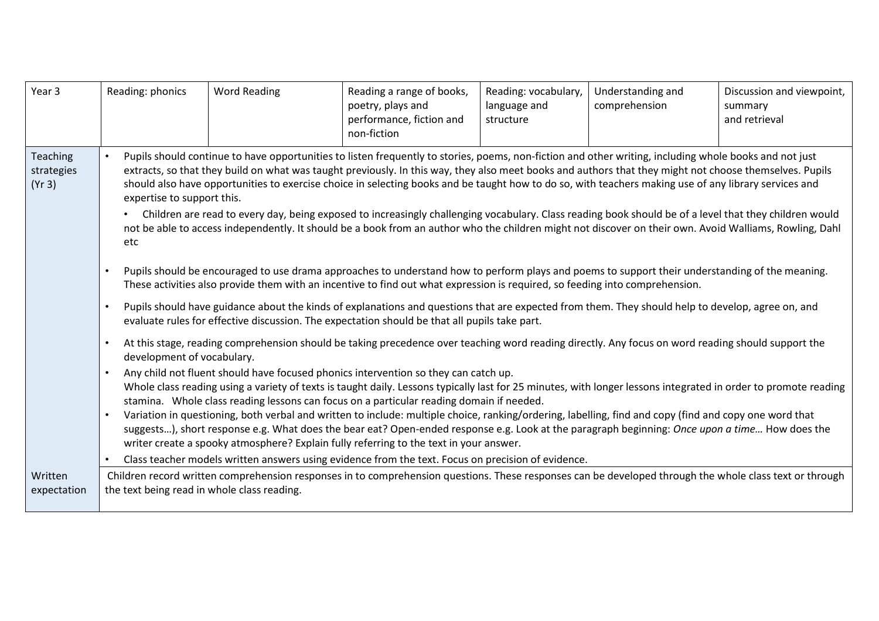| Year 3 | Reading: phonics | Word Reading | Reading a range of books, poetry, plays and performance, fiction and non-fiction | Reading: vocabulary, language and structure | Understanding and comprehension | Discussion and viewpoint, summary and retrieval |
|---|---|---|---|---|---|---|
| Teaching strategies (Yr 3) | • Pupils should continue to have opportunities to listen frequently to stories, poems, non-fiction and other writing, including whole books and not just extracts, so that they build on what was taught previously. In this way, they also meet books and authors that they might not choose themselves. Pupils should also have opportunities to exercise choice in selecting books and be taught how to do so, with teachers making use of any library services and expertise to support this.<br>• Children are read to every day, being exposed to increasingly challenging vocabulary. Class reading book should be of a level that they children would not be able to access independently. It should be a book from an author who the children might not discover on their own. Avoid Walliams, Rowling, Dahl etc<br>• Pupils should be encouraged to use drama approaches to understand how to perform plays and poems to support their understanding of the meaning. These activities also provide them with an incentive to find out what expression is required, so feeding into comprehension.<br>• Pupils should have guidance about the kinds of explanations and questions that are expected from them. They should help to develop, agree on, and evaluate rules for effective discussion. The expectation should be that all pupils take part.<br>• At this stage, reading comprehension should be taking precedence over teaching word reading directly. Any focus on word reading should support the development of vocabulary.<br>• Any child not fluent should have focused phonics intervention so they can catch up.<br>Whole class reading using a variety of texts is taught daily. Lessons typically last for 25 minutes, with longer lessons integrated in order to promote reading stamina. Whole class reading lessons can focus on a particular reading domain if needed.<br>• Variation in questioning, both verbal and written to include: multiple choice, ranking/ordering, labelling, find and copy (find and copy one word that suggests…), short response e.g. What does the bear eat? Open-ended response e.g. Look at the paragraph beginning: *Once upon a time…* How does the writer create a spooky atmosphere? Explain fully referring to the text in your answer.<br>• Class teacher models written answers using evidence from the text. Focus on precision of evidence. | | | | | |
| Written expectation | Children record written comprehension responses in to comprehension questions. These responses can be developed through the whole class text or through the text being read in whole class reading. | | | | | |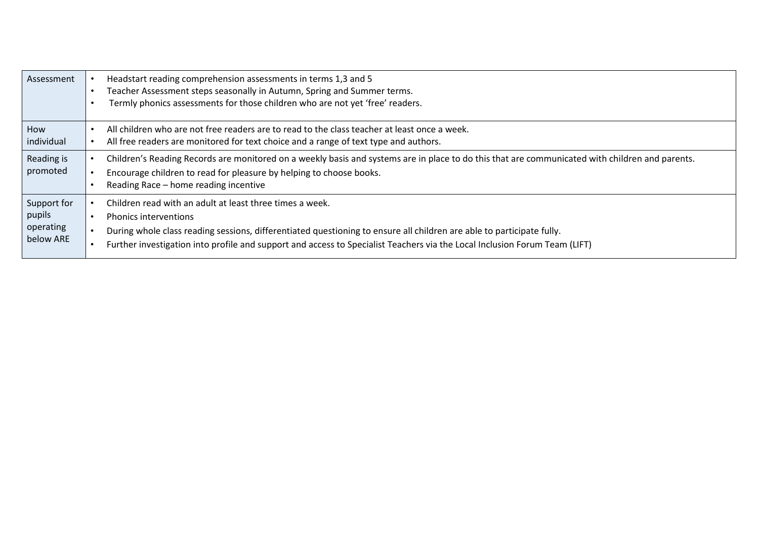| | |
|---|---|
| Assessment | • Headstart reading comprehension assessments in terms 1,3 and 5<br>• Teacher Assessment steps seasonally in Autumn, Spring and Summer terms.<br>• Termly phonics assessments for those children who are not yet 'free' readers. |
| How individual | • All children who are not free readers are to read to the class teacher at least once a week.<br>• All free readers are monitored for text choice and a range of text type and authors. |
| Reading is promoted | • Children's Reading Records are monitored on a weekly basis and systems are in place to do this that are communicated with children and parents.<br>• Encourage children to read for pleasure by helping to choose books.<br>• Reading Race – home reading incentive |
| Support for pupils operating below ARE | • Children read with an adult at least three times a week.<br>• Phonics interventions<br>• During whole class reading sessions, differentiated questioning to ensure all children are able to participate fully.<br>• Further investigation into profile and support and access to Specialist Teachers via the Local Inclusion Forum Team (LIFT) |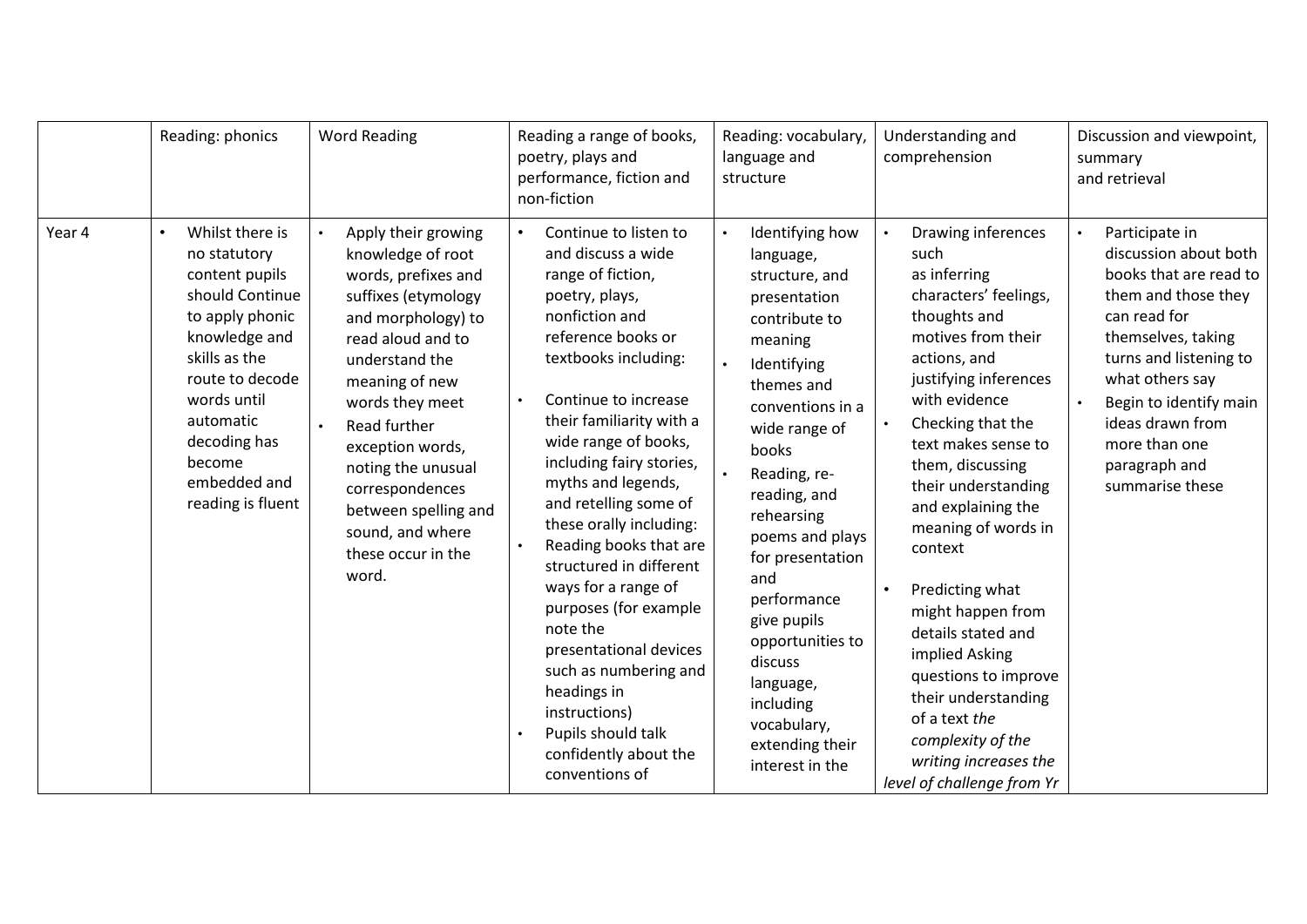| | Reading: phonics | Word Reading | Reading a range of books, poetry, plays and performance, fiction and non-fiction | Reading: vocabulary, language and structure | Understanding and comprehension | Discussion and viewpoint, summary and retrieval |
|---|---|---|---|---|---|---|
| Year 4 | • Whilst there is no statutory content pupils should Continue to apply phonic knowledge and skills as the route to decode words until automatic decoding has become embedded and reading is fluent | • Apply their growing knowledge of root words, prefixes and suffixes (etymology and morphology) to read aloud and to understand the meaning of new words they meet<br>• Read further exception words, noting the unusual correspondences between spelling and sound, and where these occur in the word. | • Continue to listen to and discuss a wide range of fiction, poetry, plays, nonfiction and reference books or textbooks including:<br><br>• Continue to increase their familiarity with a wide range of books, including fairy stories, myths and legends, and retelling some of these orally including:<br>• Reading books that are structured in different ways for a range of purposes (for example note the presentational devices such as numbering and headings in instructions)<br>• Pupils should talk confidently about the conventions of | • Identifying how language, structure, and presentation contribute to meaning<br>• Identifying themes and conventions in a wide range of books<br>• Reading, re-reading, and rehearsing poems and plays for presentation and performance give pupils opportunities to discuss language, including vocabulary, extending their interest in the | • Drawing inferences such as inferring characters' feelings, thoughts and motives from their actions, and justifying inferences with evidence<br>• Checking that the text makes sense to them, discussing their understanding and explaining the meaning of words in context<br><br>• Predicting what might happen from details stated and implied Asking questions to improve their understanding of a text *the complexity of the writing increases the level of challenge from Yr* | • Participate in discussion about both books that are read to them and those they can read for themselves, taking turns and listening to what others say<br>• Begin to identify main ideas drawn from more than one paragraph and summarise these |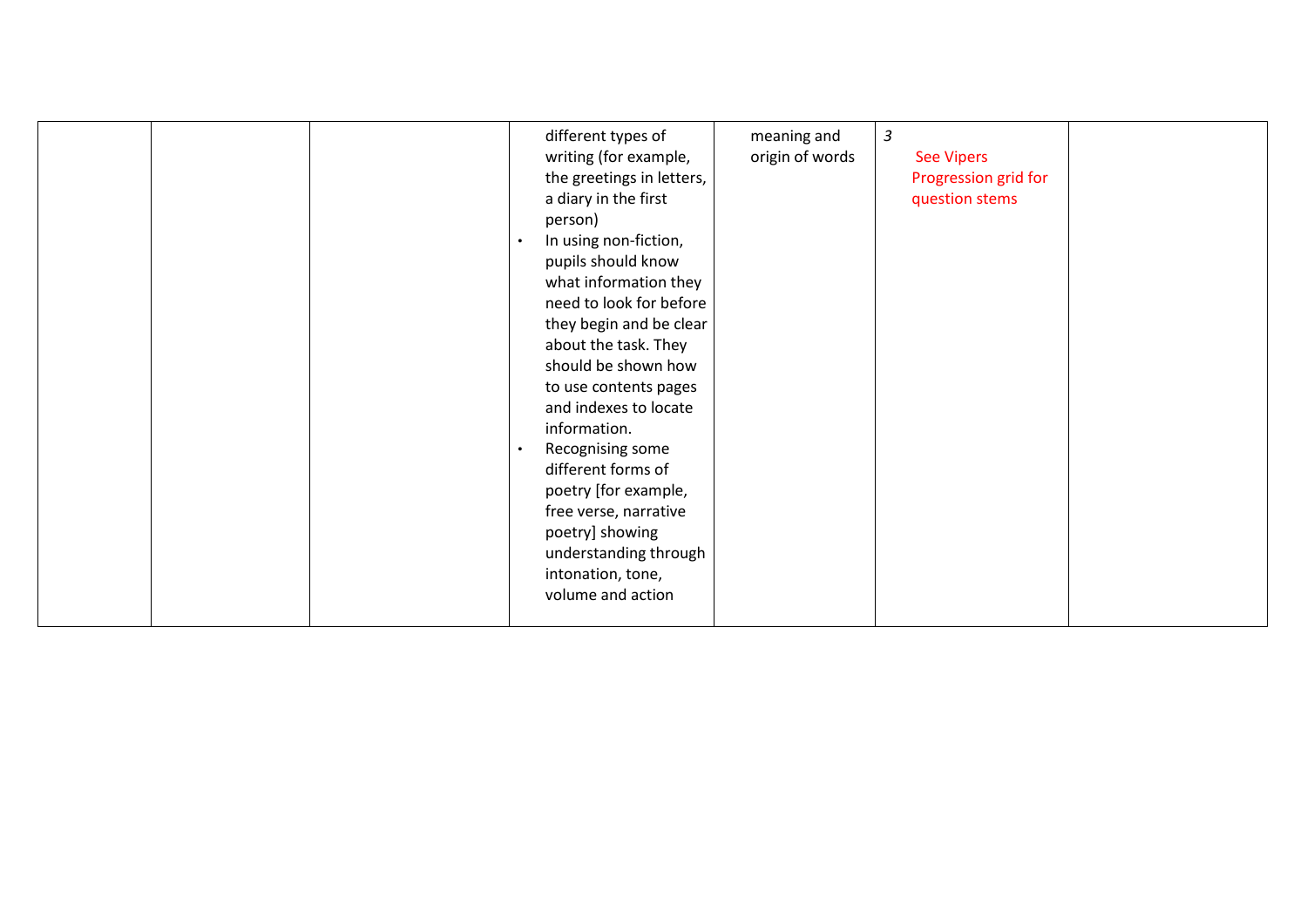|  |  |  |  |  |  |  |
|---|---|---|---|---|---|---|
|  |  |  | different types of writing (for example, the greetings in letters, a diary in the first person)<br>• In using non-fiction, pupils should know what information they need to look for before they begin and be clear about the task. They should be shown how to use contents pages and indexes to locate information.<br>• Recognising some different forms of poetry [for example, free verse, narrative poetry] showing understanding through intonation, tone, volume and action | meaning and origin of words | *3*<br>See Vipers Progression grid for question stems |  |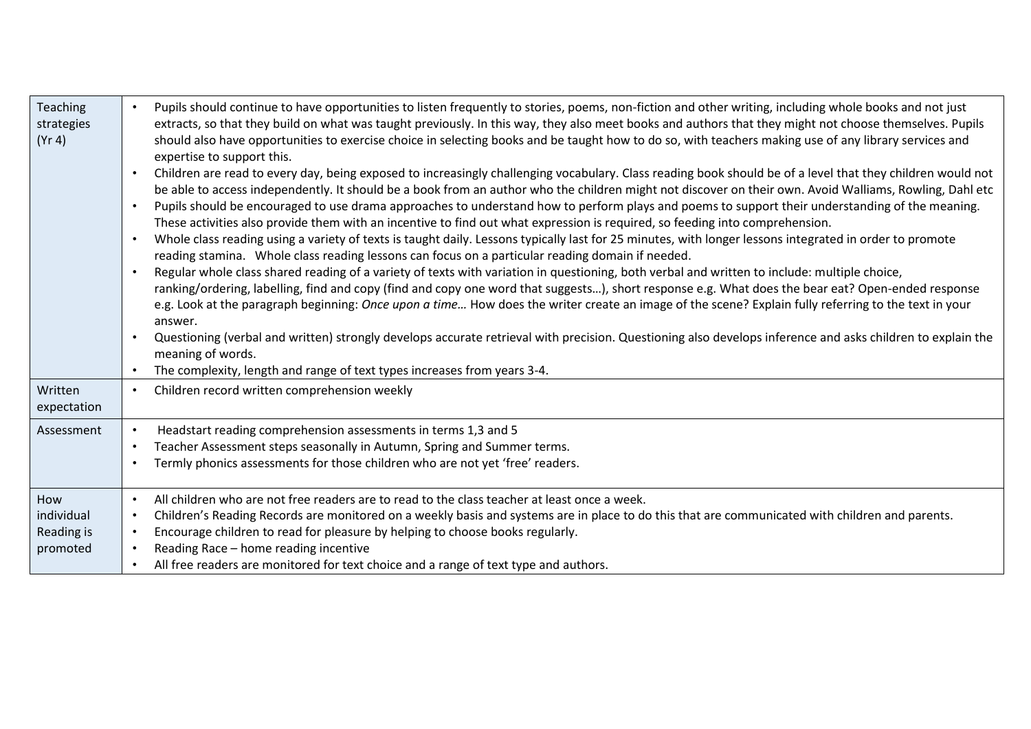| | |
|---|---|
| Teaching strategies (Yr 4) | • Pupils should continue to have opportunities to listen frequently to stories, poems, non-fiction and other writing, including whole books and not just extracts, so that they build on what was taught previously. In this way, they also meet books and authors that they might not choose themselves. Pupils should also have opportunities to exercise choice in selecting books and be taught how to do so, with teachers making use of any library services and expertise to support this.<br>• Children are read to every day, being exposed to increasingly challenging vocabulary. Class reading book should be of a level that they children would not be able to access independently. It should be a book from an author who the children might not discover on their own. Avoid Walliams, Rowling, Dahl etc<br>• Pupils should be encouraged to use drama approaches to understand how to perform plays and poems to support their understanding of the meaning. These activities also provide them with an incentive to find out what expression is required, so feeding into comprehension.<br>• Whole class reading using a variety of texts is taught daily. Lessons typically last for 25 minutes, with longer lessons integrated in order to promote reading stamina. Whole class reading lessons can focus on a particular reading domain if needed.<br>• Regular whole class shared reading of a variety of texts with variation in questioning, both verbal and written to include: multiple choice, ranking/ordering, labelling, find and copy (find and copy one word that suggests…), short response e.g. What does the bear eat? Open-ended response e.g. Look at the paragraph beginning: *Once upon a time…* How does the writer create an image of the scene? Explain fully referring to the text in your answer.<br>• Questioning (verbal and written) strongly develops accurate retrieval with precision. Questioning also develops inference and asks children to explain the meaning of words.<br>• The complexity, length and range of text types increases from years 3-4. |
| Written expectation | • Children record written comprehension weekly |
| Assessment | • Headstart reading comprehension assessments in terms 1,3 and 5<br>• Teacher Assessment steps seasonally in Autumn, Spring and Summer terms.<br>• Termly phonics assessments for those children who are not yet 'free' readers. |
| How individual Reading is promoted | • All children who are not free readers are to read to the class teacher at least once a week.<br>• Children's Reading Records are monitored on a weekly basis and systems are in place to do this that are communicated with children and parents.<br>• Encourage children to read for pleasure by helping to choose books regularly.<br>• Reading Race – home reading incentive<br>• All free readers are monitored for text choice and a range of text type and authors. |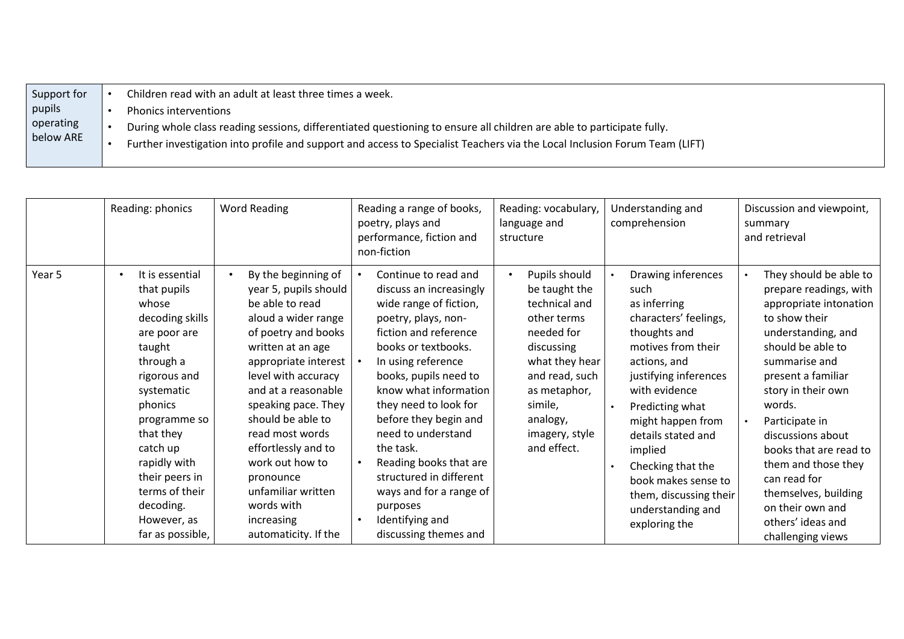| Support for pupils operating below ARE | <ul><li>Children read with an adult at least three times a week.</li><li>Phonics interventions</li><li>During whole class reading sessions, differentiated questioning to ensure all children are able to participate fully.</li><li>Further investigation into profile and support and access to Specialist Teachers via the Local Inclusion Forum Team (LIFT)</li></ul> |
|---|---|

| | Reading: phonics | Word Reading | Reading a range of books, poetry, plays and performance, fiction and non-fiction | Reading: vocabulary, language and structure | Understanding and comprehension | Discussion and viewpoint, summary and retrieval |
|---|---|---|---|---|---|---|
| Year 5 | • It is essential that pupils whose decoding skills are poor are taught through a rigorous and systematic phonics programme so that they catch up rapidly with their peers in terms of their decoding. However, as far as possible, | • By the beginning of year 5, pupils should be able to read aloud a wider range of poetry and books written at an age appropriate interest level with accuracy and at a reasonable speaking pace. They should be able to read most words effortlessly and to work out how to pronounce unfamiliar written words with increasing automaticity. If the | • Continue to read and discuss an increasingly wide range of fiction, poetry, plays, non-fiction and reference books or textbooks.<br>• In using reference books, pupils need to know what information they need to look for before they begin and need to understand the task.<br>• Reading books that are structured in different ways and for a range of purposes<br>• Identifying and discussing themes and | • Pupils should be taught the technical and other terms needed for discussing what they hear and read, such as metaphor, simile, analogy, imagery, style and effect. | • Drawing inferences such as inferring characters' feelings, thoughts and motives from their actions, and justifying inferences with evidence<br>• Predicting what might happen from details stated and implied<br>• Checking that the book makes sense to them, discussing their understanding and exploring the | • They should be able to prepare readings, with appropriate intonation to show their understanding, and should be able to summarise and present a familiar story in their own words.<br>• Participate in discussions about books that are read to them and those they can read for themselves, building on their own and others' ideas and challenging views |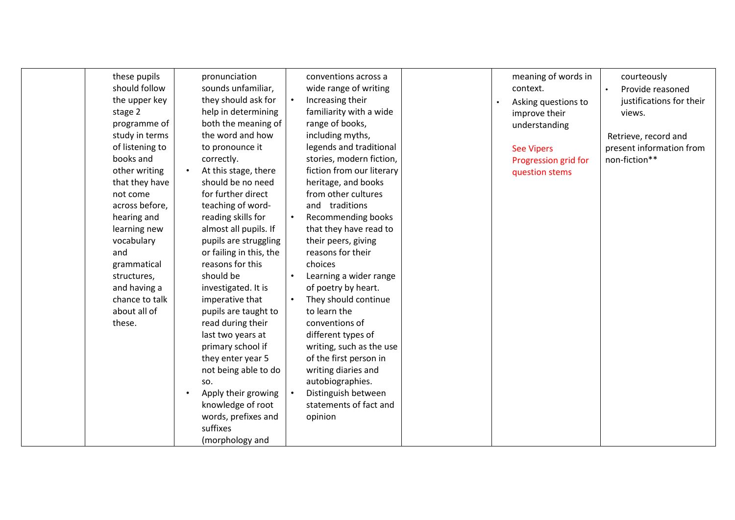|  |  |  |  |  |  |  |
|---|---|---|---|---|---|---|
|  | these pupils should follow the upper key stage 2 programme of study in terms of listening to books and other writing that they have not come across before, hearing and learning new vocabulary and grammatical structures, and having a chance to talk about all of these. | pronunciation sounds unfamiliar, they should ask for help in determining both the meaning of the word and how to pronounce it correctly.<br>• At this stage, there should be no need for further direct teaching of word-reading skills for almost all pupils. If pupils are struggling or failing in this, the reasons for this should be investigated. It is imperative that pupils are taught to read during their last two years at primary school if they enter year 5 not being able to do so.<br>• Apply their growing knowledge of root words, prefixes and suffixes (morphology and | conventions across a wide range of writing<br>• Increasing their familiarity with a wide range of books, including myths, legends and traditional stories, modern fiction, fiction from our literary heritage, and books from other cultures and traditions<br>• Recommending books that they have read to their peers, giving reasons for their choices<br>• Learning a wider range of poetry by heart.<br>• They should continue to learn the conventions of different types of writing, such as the use of the first person in writing diaries and autobiographies.<br>• Distinguish between statements of fact and opinion |  | meaning of words in context.<br>• Asking questions to improve their understanding<br><br>See Vipers Progression grid for question stems | courteously<br>• Provide reasoned justifications for their views.<br><br>Retrieve, record and present information from non-fiction** |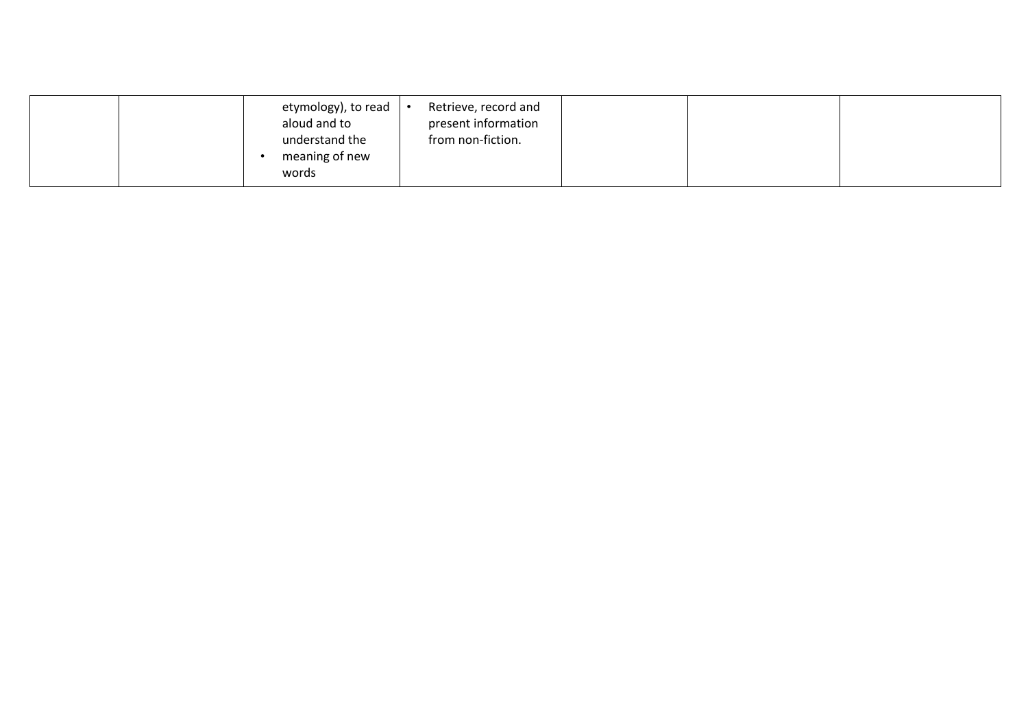|  |  |  |  |  |  |  |
|---|---|---|---|---|---|---|
|  |  | etymology), to read aloud and to understand the<br>• meaning of new words | • Retrieve, record and present information from non-fiction. |  |  |  |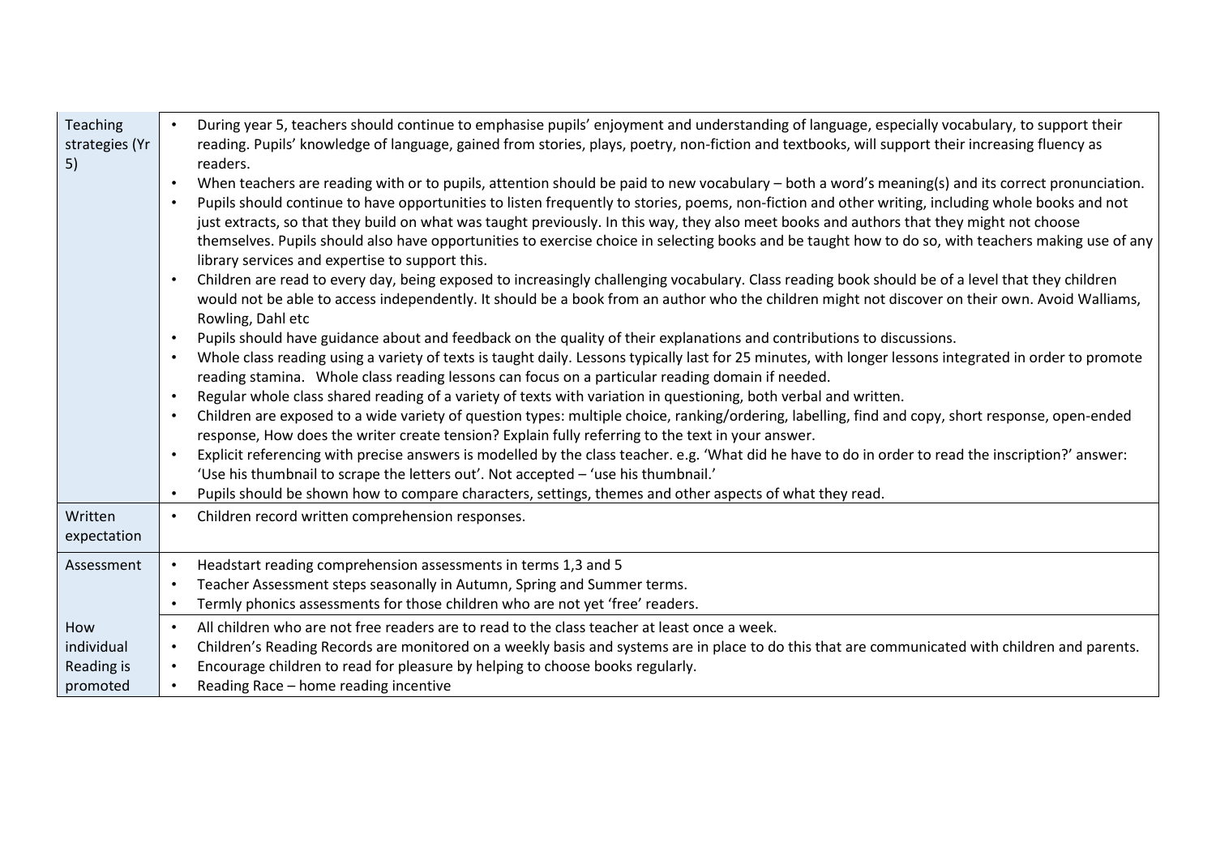| | |
|---|---|
| Teaching strategies (Yr 5) | • During year 5, teachers should continue to emphasise pupils' enjoyment and understanding of language, especially vocabulary, to support their reading. Pupils' knowledge of language, gained from stories, plays, poetry, non-fiction and textbooks, will support their increasing fluency as readers.<br>• When teachers are reading with or to pupils, attention should be paid to new vocabulary – both a word's meaning(s) and its correct pronunciation.<br>• Pupils should continue to have opportunities to listen frequently to stories, poems, non-fiction and other writing, including whole books and not just extracts, so that they build on what was taught previously. In this way, they also meet books and authors that they might not choose themselves. Pupils should also have opportunities to exercise choice in selecting books and be taught how to do so, with teachers making use of any library services and expertise to support this.<br>• Children are read to every day, being exposed to increasingly challenging vocabulary. Class reading book should be of a level that they children would not be able to access independently. It should be a book from an author who the children might not discover on their own. Avoid Walliams, Rowling, Dahl etc<br>• Pupils should have guidance about and feedback on the quality of their explanations and contributions to discussions.<br>• Whole class reading using a variety of texts is taught daily. Lessons typically last for 25 minutes, with longer lessons integrated in order to promote reading stamina. Whole class reading lessons can focus on a particular reading domain if needed.<br>• Regular whole class shared reading of a variety of texts with variation in questioning, both verbal and written.<br>• Children are exposed to a wide variety of question types: multiple choice, ranking/ordering, labelling, find and copy, short response, open-ended response, How does the writer create tension? Explain fully referring to the text in your answer.<br>• Explicit referencing with precise answers is modelled by the class teacher. e.g. 'What did he have to do in order to read the inscription?' answer: 'Use his thumbnail to scrape the letters out'. Not accepted – 'use his thumbnail.'<br>• Pupils should be shown how to compare characters, settings, themes and other aspects of what they read. |
| Written expectation | • Children record written comprehension responses. |
| Assessment | • Headstart reading comprehension assessments in terms 1,3 and 5<br>• Teacher Assessment steps seasonally in Autumn, Spring and Summer terms.<br>• Termly phonics assessments for those children who are not yet 'free' readers. |
| How individual Reading is promoted | • All children who are not free readers are to read to the class teacher at least once a week.<br>• Children's Reading Records are monitored on a weekly basis and systems are in place to do this that are communicated with children and parents.<br>• Encourage children to read for pleasure by helping to choose books regularly.<br>• Reading Race – home reading incentive |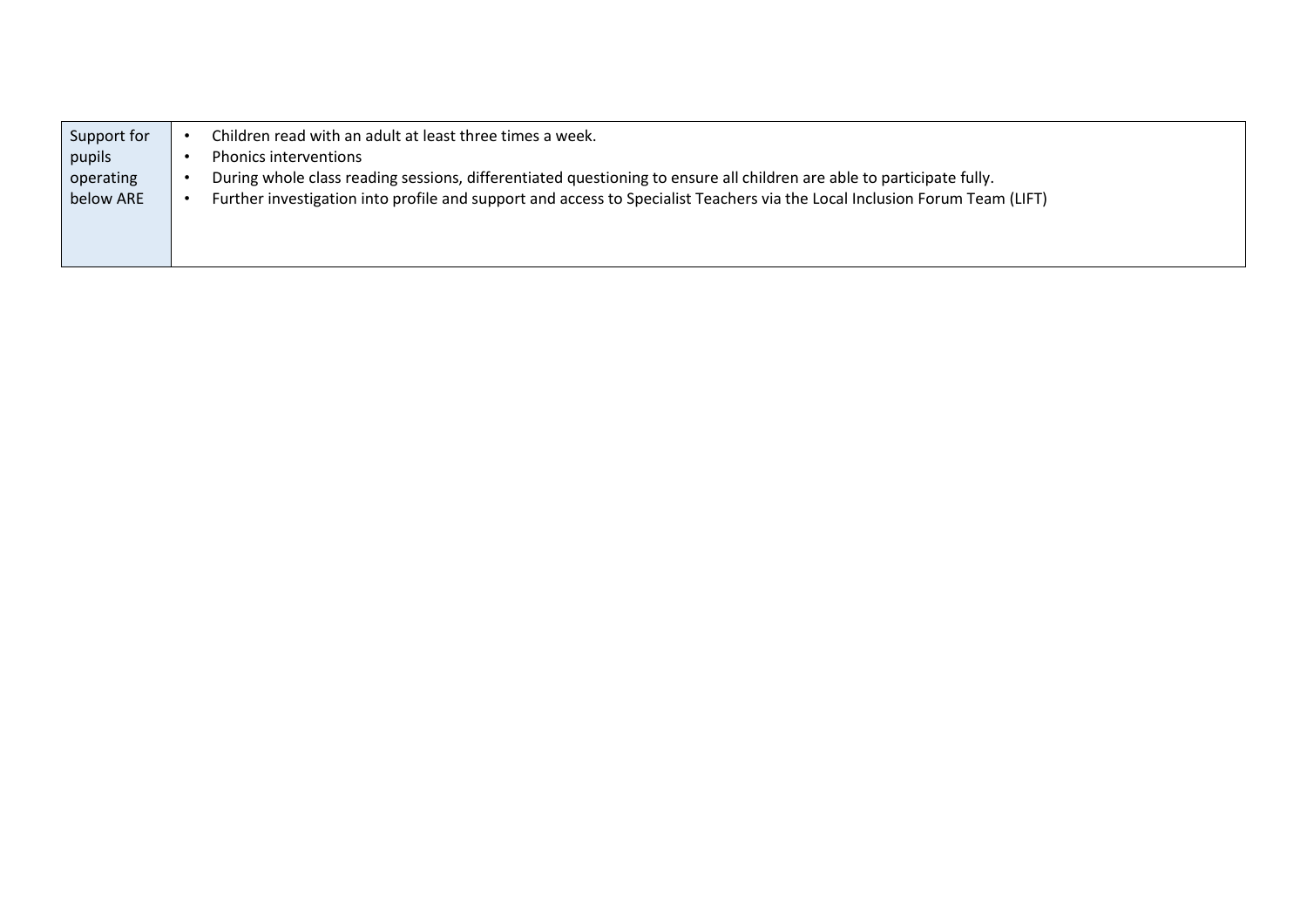| Support for pupils operating below ARE | • Children read with an adult at least three times a week.<br>• Phonics interventions<br>• During whole class reading sessions, differentiated questioning to ensure all children are able to participate fully.<br>• Further investigation into profile and support and access to Specialist Teachers via the Local Inclusion Forum Team (LIFT) |
|---|---|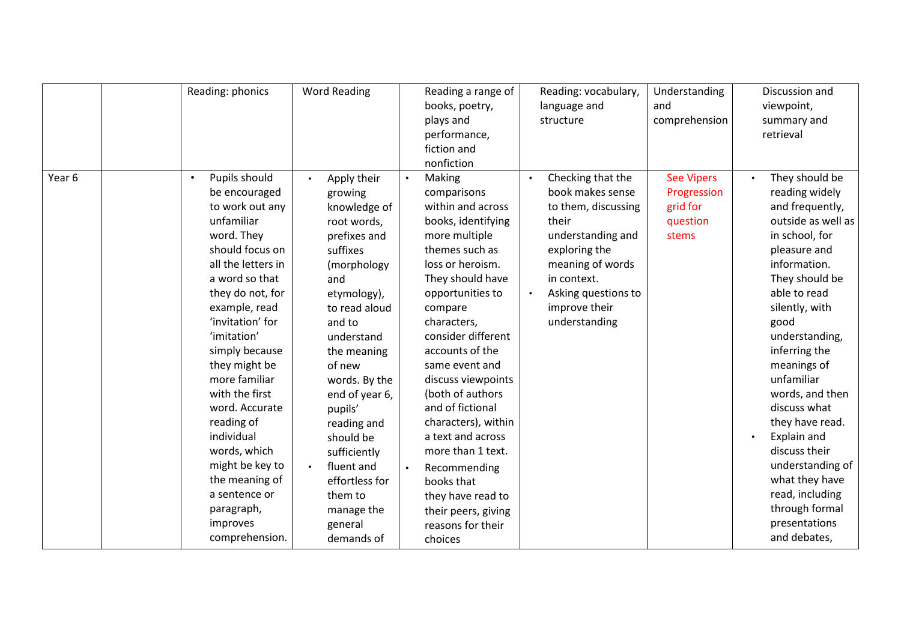|  |  | Reading: phonics | Word Reading | Reading a range of books, poetry, plays and performance, fiction and nonfiction | Reading: vocabulary, language and structure | Understanding and comprehension | Discussion and viewpoint, summary and retrieval |
|---|---|---|---|---|---|---|---|
| Year 6 |  | • Pupils should be encouraged to work out any unfamiliar word. They should focus on all the letters in a word so that they do not, for example, read 'invitation' for 'imitation' simply because they might be more familiar with the first word. Accurate reading of individual words, which might be key to the meaning of a sentence or paragraph, improves comprehension. | • Apply their growing knowledge of root words, prefixes and suffixes (morphology and etymology), to read aloud and to understand the meaning of new words. By the end of year 6, pupils' reading and should be sufficiently<br>• fluent and effortless for them to manage the general demands of | • Making comparisons within and across books, identifying more multiple themes such as loss or heroism. They should have opportunities to compare characters, consider different accounts of the same event and discuss viewpoints (both of authors and of fictional characters), within a text and across more than 1 text.<br>• Recommending books that they have read to their peers, giving reasons for their choices | • Checking that the book makes sense to them, discussing their understanding and exploring the meaning of words in context.<br>• Asking questions to improve their understanding | See Vipers Progression grid for question stems | • They should be reading widely and frequently, outside as well as in school, for pleasure and information. They should be able to read silently, with good understanding, inferring the meanings of unfamiliar words, and then discuss what they have read.<br>• Explain and discuss their understanding of what they have read, including through formal presentations and debates, |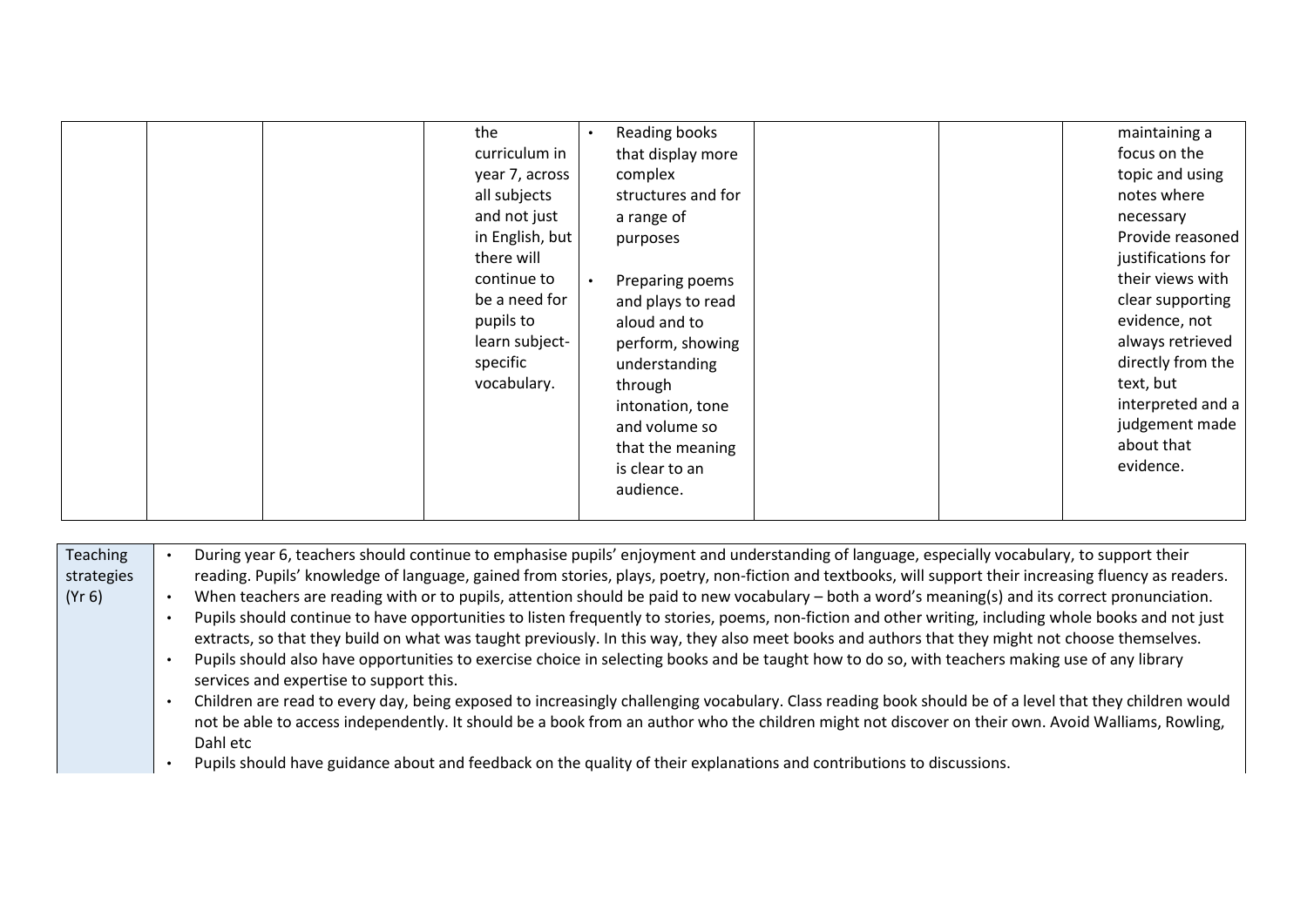|  |  |  | the curriculum in year 7, across all subjects and not just in English, but there will continue to be a need for pupils to learn subject-specific vocabulary. | • Reading books that display more complex structures and for a range of purposes<br><br>• Preparing poems and plays to read aloud and to perform, showing understanding through intonation, tone and volume so that the meaning is clear to an audience. |  |  | maintaining a focus on the topic and using notes where necessary<br>Provide reasoned justifications for their views with clear supporting evidence, not always retrieved directly from the text, but interpreted and a judgement made about that evidence. |
|---|---|---|---|---|---|---|---|

| Teaching strategies (Yr 6) | • During year 6, teachers should continue to emphasise pupils' enjoyment and understanding of language, especially vocabulary, to support their reading. Pupils' knowledge of language, gained from stories, plays, poetry, non-fiction and textbooks, will support their increasing fluency as readers.<br>• When teachers are reading with or to pupils, attention should be paid to new vocabulary – both a word's meaning(s) and its correct pronunciation.<br>• Pupils should continue to have opportunities to listen frequently to stories, poems, non-fiction and other writing, including whole books and not just extracts, so that they build on what was taught previously. In this way, they also meet books and authors that they might not choose themselves.<br>• Pupils should also have opportunities to exercise choice in selecting books and be taught how to do so, with teachers making use of any library services and expertise to support this.<br>• Children are read to every day, being exposed to increasingly challenging vocabulary. Class reading book should be of a level that they children would not be able to access independently. It should be a book from an author who the children might not discover on their own. Avoid Walliams, Rowling, Dahl etc<br>• Pupils should have guidance about and feedback on the quality of their explanations and contributions to discussions. |
|---|---|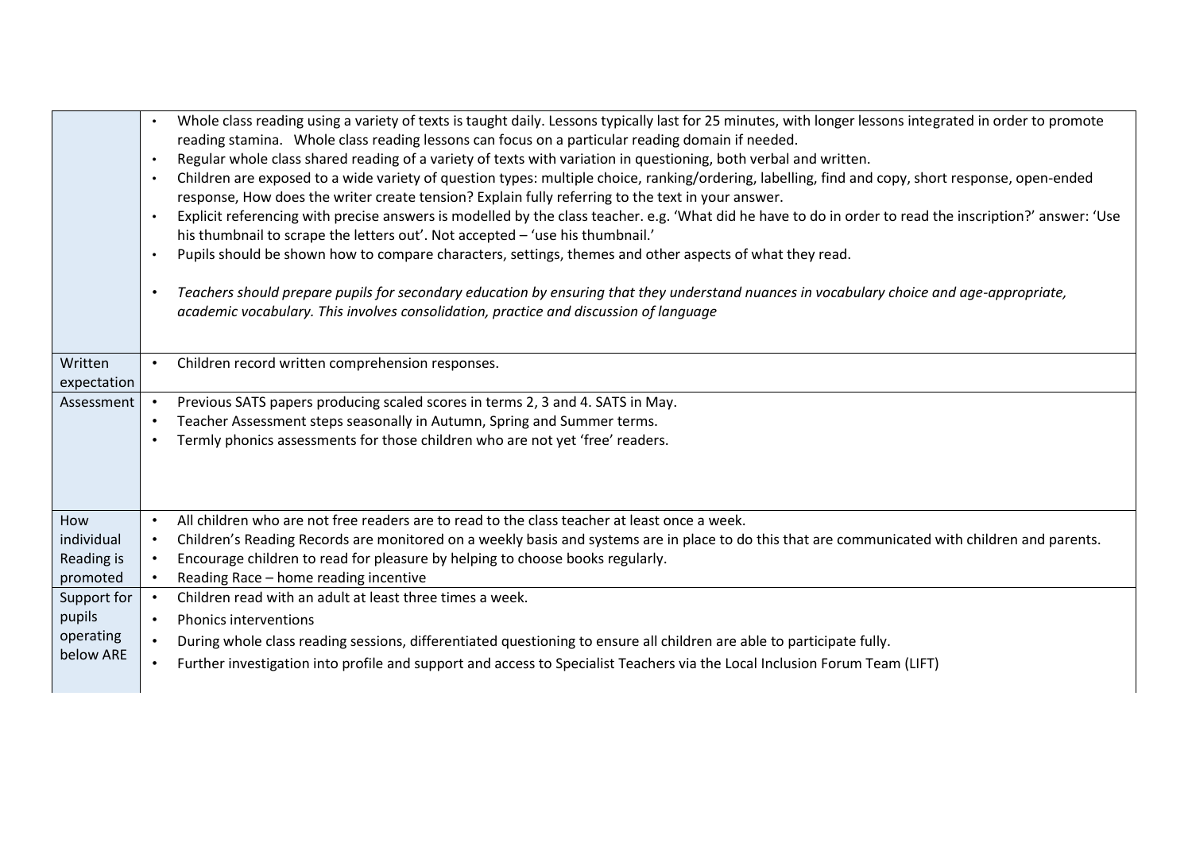| | |
|---|---|
| | • Whole class reading using a variety of texts is taught daily. Lessons typically last for 25 minutes, with longer lessons integrated in order to promote reading stamina. Whole class reading lessons can focus on a particular reading domain if needed.<br>• Regular whole class shared reading of a variety of texts with variation in questioning, both verbal and written.<br>• Children are exposed to a wide variety of question types: multiple choice, ranking/ordering, labelling, find and copy, short response, open-ended response, How does the writer create tension? Explain fully referring to the text in your answer.<br>• Explicit referencing with precise answers is modelled by the class teacher. e.g. 'What did he have to do in order to read the inscription?' answer: 'Use his thumbnail to scrape the letters out'. Not accepted – 'use his thumbnail.'<br>• Pupils should be shown how to compare characters, settings, themes and other aspects of what they read.<br>• *Teachers should prepare pupils for secondary education by ensuring that they understand nuances in vocabulary choice and age-appropriate, academic vocabulary. This involves consolidation, practice and discussion of language* |
| Written expectation | • Children record written comprehension responses. |
| Assessment | • Previous SATS papers producing scaled scores in terms 2, 3 and 4. SATS in May.<br>• Teacher Assessment steps seasonally in Autumn, Spring and Summer terms.<br>• Termly phonics assessments for those children who are not yet 'free' readers. |
| How individual Reading is promoted | • All children who are not free readers are to read to the class teacher at least once a week.<br>• Children's Reading Records are monitored on a weekly basis and systems are in place to do this that are communicated with children and parents.<br>• Encourage children to read for pleasure by helping to choose books regularly.<br>• Reading Race – home reading incentive |
| Support for pupils operating below ARE | • Children read with an adult at least three times a week.<br>• Phonics interventions<br>• During whole class reading sessions, differentiated questioning to ensure all children are able to participate fully.<br>• Further investigation into profile and support and access to Specialist Teachers via the Local Inclusion Forum Team (LIFT) |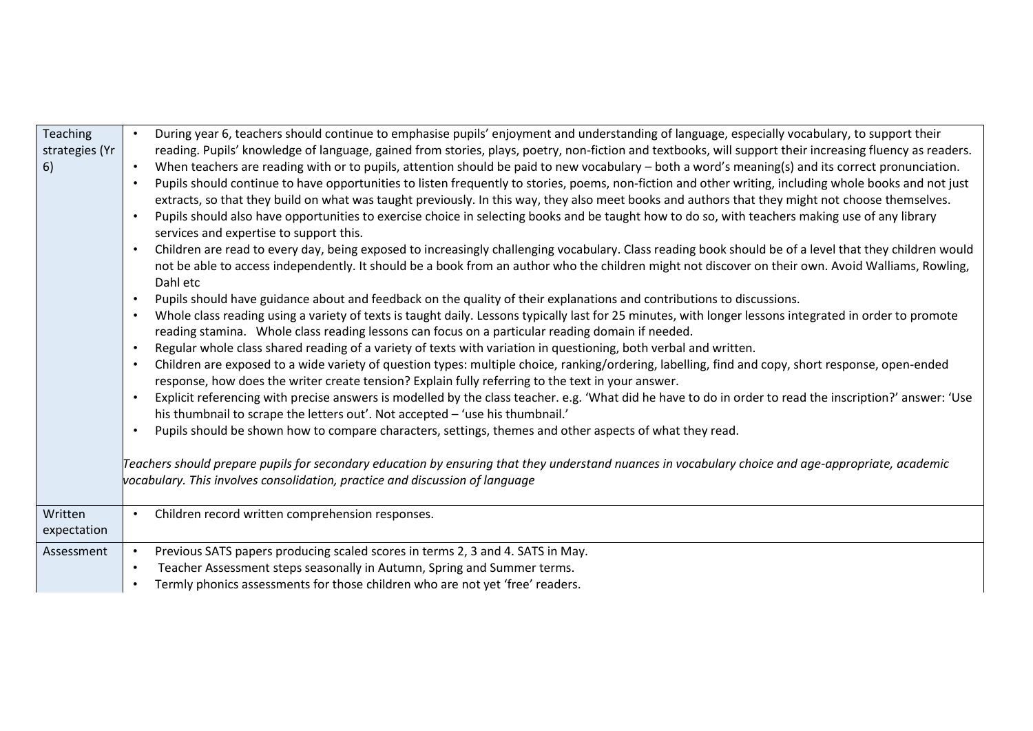| | |
|---|---|
| Teaching strategies (Yr 6) | • During year 6, teachers should continue to emphasise pupils' enjoyment and understanding of language, especially vocabulary, to support their reading. Pupils' knowledge of language, gained from stories, plays, poetry, non-fiction and textbooks, will support their increasing fluency as readers.<br>• When teachers are reading with or to pupils, attention should be paid to new vocabulary – both a word's meaning(s) and its correct pronunciation.<br>• Pupils should continue to have opportunities to listen frequently to stories, poems, non-fiction and other writing, including whole books and not just extracts, so that they build on what was taught previously. In this way, they also meet books and authors that they might not choose themselves.<br>• Pupils should also have opportunities to exercise choice in selecting books and be taught how to do so, with teachers making use of any library services and expertise to support this.<br>• Children are read to every day, being exposed to increasingly challenging vocabulary. Class reading book should be of a level that they children would not be able to access independently. It should be a book from an author who the children might not discover on their own. Avoid Walliams, Rowling, Dahl etc<br>• Pupils should have guidance about and feedback on the quality of their explanations and contributions to discussions.<br>• Whole class reading using a variety of texts is taught daily. Lessons typically last for 25 minutes, with longer lessons integrated in order to promote reading stamina. Whole class reading lessons can focus on a particular reading domain if needed.<br>• Regular whole class shared reading of a variety of texts with variation in questioning, both verbal and written.<br>• Children are exposed to a wide variety of question types: multiple choice, ranking/ordering, labelling, find and copy, short response, open-ended response, how does the writer create tension? Explain fully referring to the text in your answer.<br>• Explicit referencing with precise answers is modelled by the class teacher. e.g. 'What did he have to do in order to read the inscription?' answer: 'Use his thumbnail to scrape the letters out'. Not accepted – 'use his thumbnail.'<br>• Pupils should be shown how to compare characters, settings, themes and other aspects of what they read.<br><br>*Teachers should prepare pupils for secondary education by ensuring that they understand nuances in vocabulary choice and age-appropriate, academic vocabulary. This involves consolidation, practice and discussion of language* |
| Written expectation | • Children record written comprehension responses. |
| Assessment | • Previous SATS papers producing scaled scores in terms 2, 3 and 4. SATS in May.<br>• Teacher Assessment steps seasonally in Autumn, Spring and Summer terms.<br>• Termly phonics assessments for those children who are not yet 'free' readers. |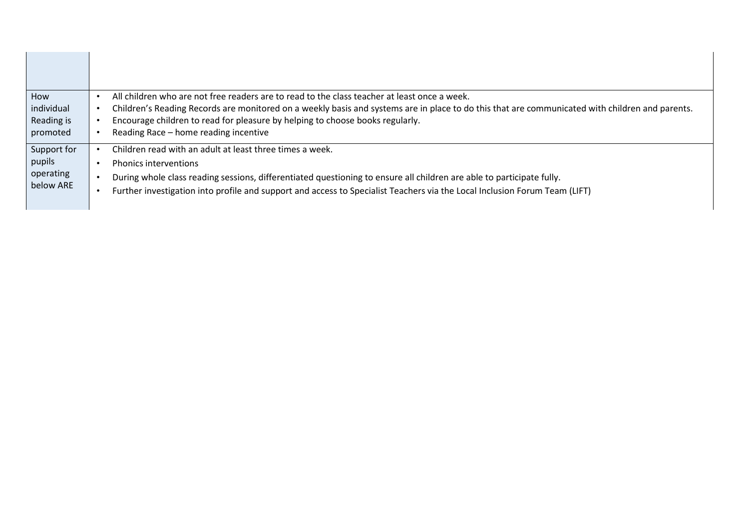| | |
|---|---|
| | |
| How individual Reading is promoted | • All children who are not free readers are to read to the class teacher at least once a week.<br>• Children's Reading Records are monitored on a weekly basis and systems are in place to do this that are communicated with children and parents.<br>• Encourage children to read for pleasure by helping to choose books regularly.<br>• Reading Race – home reading incentive |
| Support for pupils operating below ARE | • Children read with an adult at least three times a week.<br>• Phonics interventions<br>• During whole class reading sessions, differentiated questioning to ensure all children are able to participate fully.<br>• Further investigation into profile and support and access to Specialist Teachers via the Local Inclusion Forum Team (LIFT) |